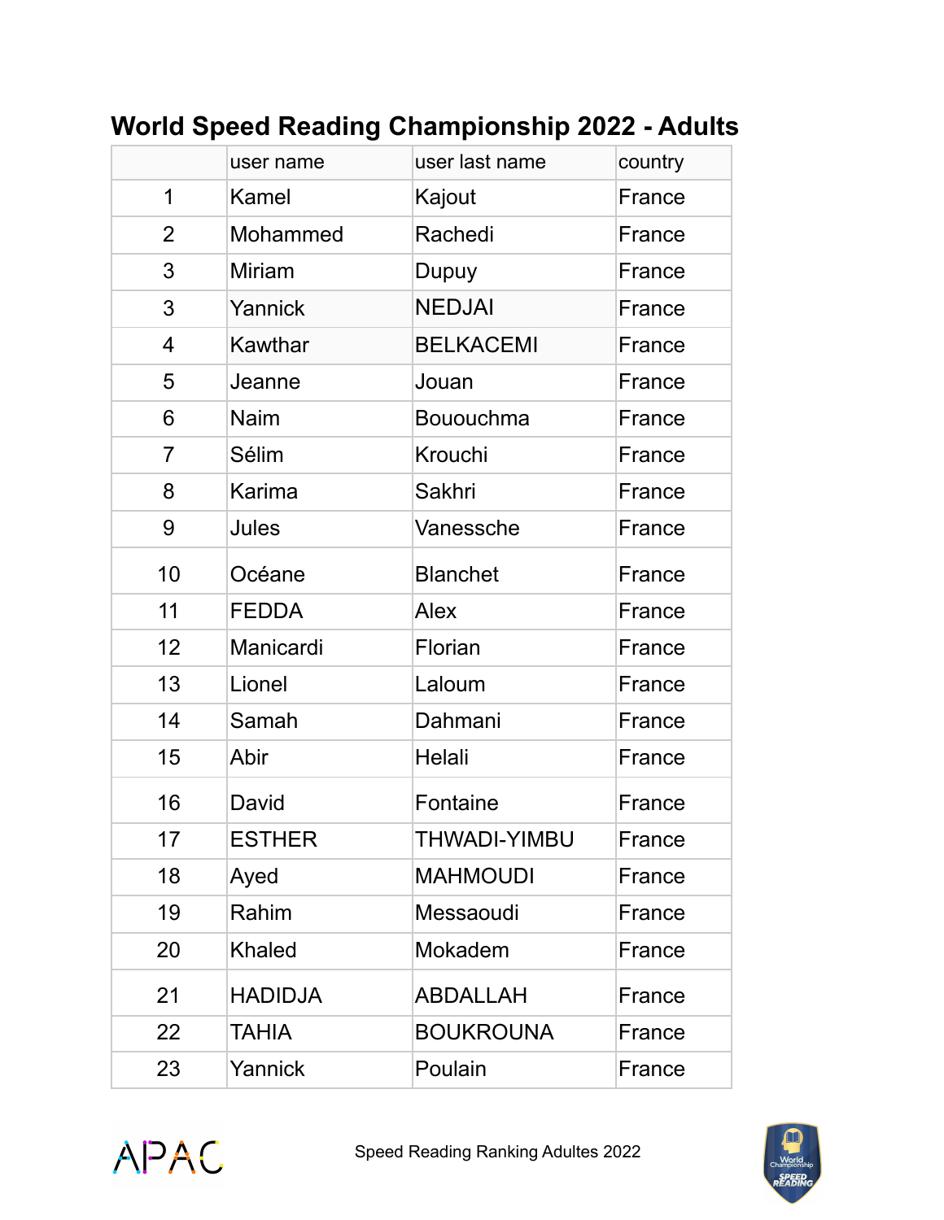# World Speed Reading Championship 2022 - Adults

| | user name | user last name | country |
|---|---|---|---|
| 1 | Kamel | Kajout | France |
| 2 | Mohammed | Rachedi | France |
| 3 | Miriam | Dupuy | France |
| 3 | Yannick | NEDJAI | France |
| 4 | Kawthar | BELKACEMI | France |
| 5 | Jeanne | Jouan | France |
| 6 | Naim | Bououchma | France |
| 7 | Sélim | Krouchi | France |
| 8 | Karima | Sakhri | France |
| 9 | Jules | Vanessche | France |
| 10 | Océane | Blanchet | France |
| 11 | FEDDA | Alex | France |
| 12 | Manicardi | Florian | France |
| 13 | Lionel | Laloum | France |
| 14 | Samah | Dahmani | France |
| 15 | Abir | Helali | France |
| 16 | David | Fontaine | France |
| 17 | ESTHER | THWADI-YIMBU | France |
| 18 | Ayed | MAHMOUDI | France |
| 19 | Rahim | Messaoudi | France |
| 20 | Khaled | Mokadem | France |
| 21 | HADIDJA | ABDALLAH | France |
| 22 | TAHIA | BOUKROUNA | France |
| 23 | Yannick | Poulain | France |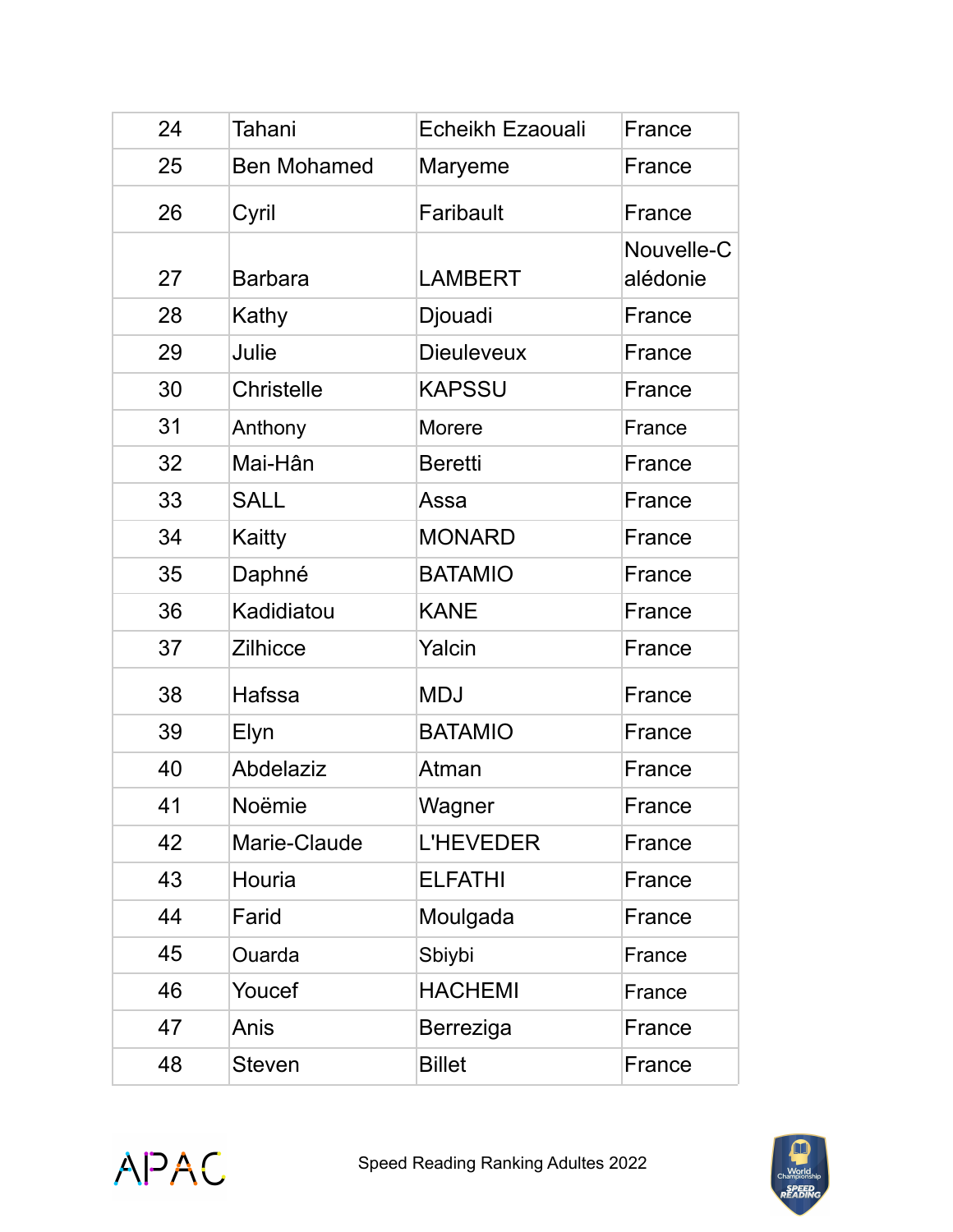| 24 | Tahani | Echeikh Ezaouali | France |
|---|---|---|---|
| 25 | Ben Mohamed | Maryeme | France |
| 26 | Cyril | Faribault | France |
| 27 | Barbara | LAMBERT | Nouvelle-Calédonie |
| 28 | Kathy | Djouadi | France |
| 29 | Julie | Dieuleveux | France |
| 30 | Christelle | KAPSSU | France |
| 31 | Anthony | Morere | France |
| 32 | Mai-Hân | Beretti | France |
| 33 | SALL | Assa | France |
| 34 | Kaitty | MONARD | France |
| 35 | Daphné | BATAMIO | France |
| 36 | Kadidiatou | KANE | France |
| 37 | Zilhicce | Yalcin | France |
| 38 | Hafssa | MDJ | France |
| 39 | Elyn | BATAMIO | France |
| 40 | Abdelaziz | Atman | France |
| 41 | Noëmie | Wagner | France |
| 42 | Marie-Claude | L'HEVEDER | France |
| 43 | Houria | ELFATHI | France |
| 44 | Farid | Moulgada | France |
| 45 | Ouarda | Sbiybi | France |
| 46 | Youcef | HACHEMI | France |
| 47 | Anis | Berreziga | France |
| 48 | Steven | Billet | France |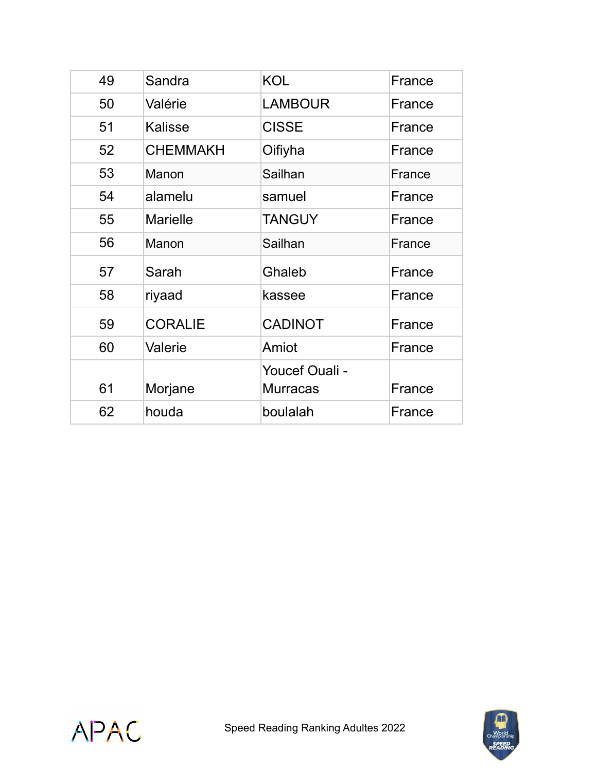| | | | |
|---|---|---|---|
| 49 | Sandra | KOL | France |
| 50 | Valérie | LAMBOUR | France |
| 51 | Kalisse | CISSE | France |
| 52 | CHEMMAKH | Oifiyha | France |
| 53 | Manon | Sailhan | France |
| 54 | alamelu | samuel | France |
| 55 | Marielle | TANGUY | France |
| 56 | Manon | Sailhan | France |
| 57 | Sarah | Ghaleb | France |
| 58 | riyaad | kassee | France |
| 59 | CORALIE | CADINOT | France |
| 60 | Valerie | Amiot | France |
| 61 | Morjane | Youcef Ouali - Murracas | France |
| 62 | houda | boulalah | France |